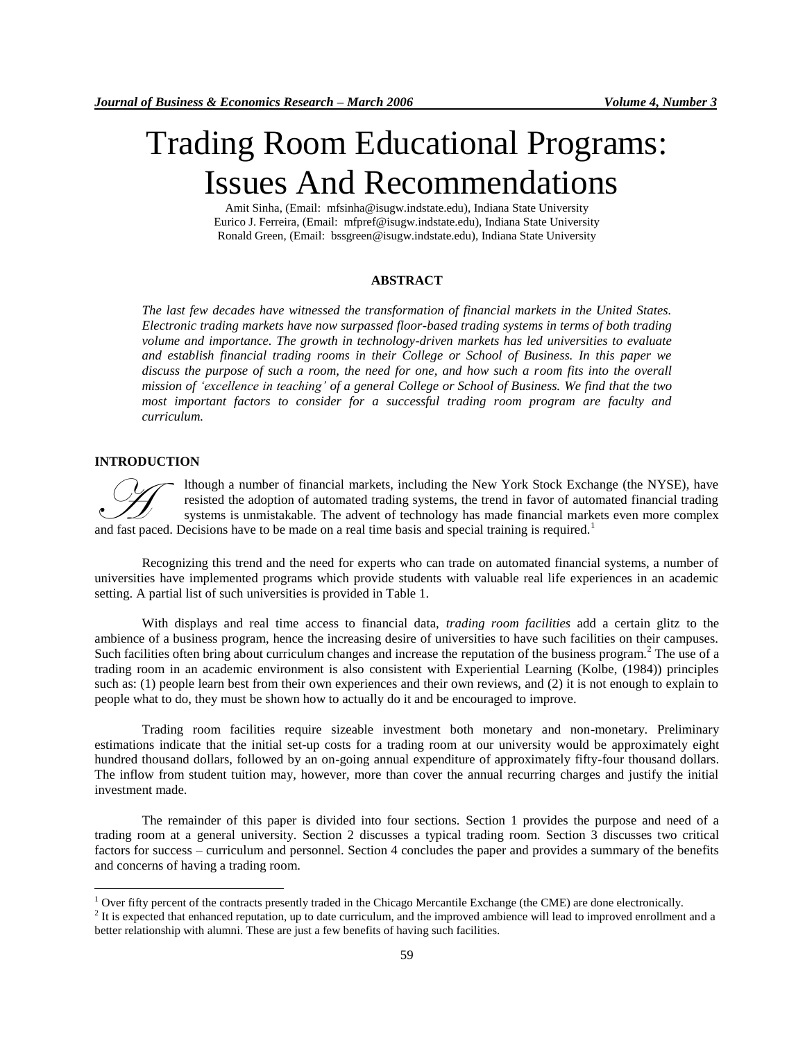# Trading Room Educational Programs: Issues And Recommendations

Amit Sinha, (Email: mfsinha@isugw.indstate.edu), Indiana State University
Eurico J. Ferreira, (Email: mfpref@isugw.indstate.edu), Indiana State University
Ronald Green, (Email: bssgreen@isugw.indstate.edu), Indiana State University

## ABSTRACT

*The last few decades have witnessed the transformation of financial markets in the United States. Electronic trading markets have now surpassed floor-based trading systems in terms of both trading volume and importance. The growth in technology-driven markets has led universities to evaluate and establish financial trading rooms in their College or School of Business. In this paper we discuss the purpose of such a room, the need for one, and how such a room fits into the overall mission of 'excellence in teaching' of a general College or School of Business. We find that the two most important factors to consider for a successful trading room program are faculty and curriculum.*

## INTRODUCTION

Although a number of financial markets, including the New York Stock Exchange (the NYSE), have resisted the adoption of automated trading systems, the trend in favor of automated financial trading systems is unmistakable. The advent of technology has made financial markets even more complex and fast paced. Decisions have to be made on a real time basis and special training is required.[1]

Recognizing this trend and the need for experts who can trade on automated financial systems, a number of universities have implemented programs which provide students with valuable real life experiences in an academic setting. A partial list of such universities is provided in Table 1.

With displays and real time access to financial data, *trading room facilities* add a certain glitz to the ambience of a business program, hence the increasing desire of universities to have such facilities on their campuses. Such facilities often bring about curriculum changes and increase the reputation of the business program.[2] The use of a trading room in an academic environment is also consistent with Experiential Learning (Kolbe, (1984)) principles such as: (1) people learn best from their own experiences and their own reviews, and (2) it is not enough to explain to people what to do, they must be shown how to actually do it and be encouraged to improve.

Trading room facilities require sizeable investment both monetary and non-monetary. Preliminary estimations indicate that the initial set-up costs for a trading room at our university would be approximately eight hundred thousand dollars, followed by an on-going annual expenditure of approximately fifty-four thousand dollars. The inflow from student tuition may, however, more than cover the annual recurring charges and justify the initial investment made.

The remainder of this paper is divided into four sections. Section 1 provides the purpose and need of a trading room at a general university. Section 2 discusses a typical trading room. Section 3 discusses two critical factors for success – curriculum and personnel. Section 4 concludes the paper and provides a summary of the benefits and concerns of having a trading room.

---

[1] Over fifty percent of the contracts presently traded in the Chicago Mercantile Exchange (the CME) are done electronically.

[2] It is expected that enhanced reputation, up to date curriculum, and the improved ambience will lead to improved enrollment and a better relationship with alumni. These are just a few benefits of having such facilities.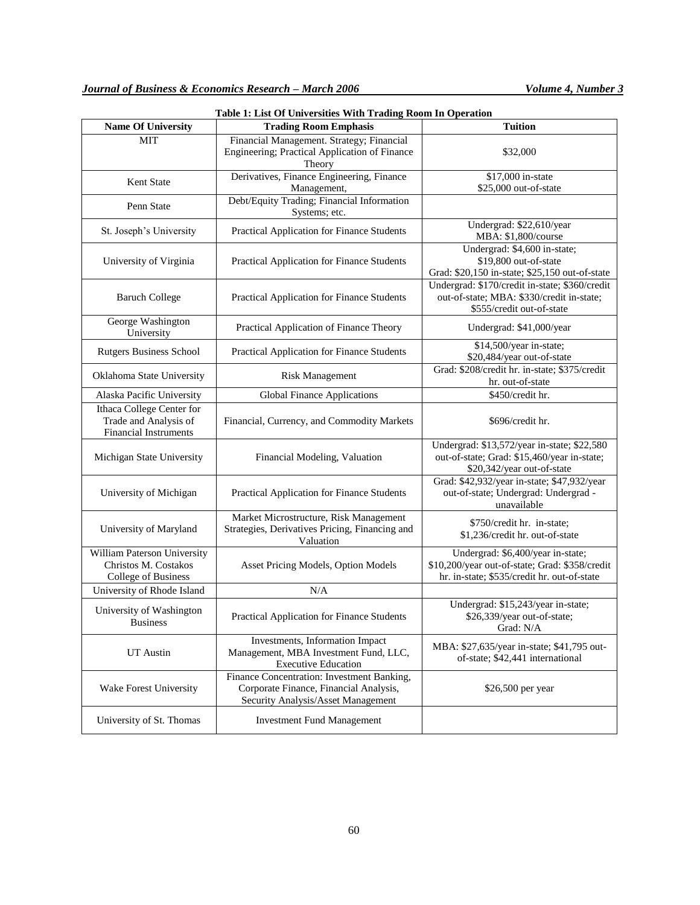**Table 1: List Of Universities With Trading Room In Operation**

| Name Of University | Trading Room Emphasis | Tuition |
|---|---|---|
| MIT | Financial Management. Strategy; Financial Engineering; Practical Application of Finance Theory | $32,000 |
| Kent State | Derivatives, Finance Engineering, Finance Management, | $17,000 in-state<br>$25,000 out-of-state |
| Penn State | Debt/Equity Trading; Financial Information Systems; etc. | |
| St. Joseph's University | Practical Application for Finance Students | Undergrad: $22,610/year<br>MBA: $1,800/course |
| University of Virginia | Practical Application for Finance Students | Undergrad: $4,600 in-state; $19,800 out-of-state<br>Grad: $20,150 in-state; $25,150 out-of-state |
| Baruch College | Practical Application for Finance Students | Undergrad: $170/credit in-state; $360/credit out-of-state; MBA: $330/credit in-state; $555/credit out-of-state |
| George Washington University | Practical Application of Finance Theory | Undergrad: $41,000/year |
| Rutgers Business School | Practical Application for Finance Students | $14,500/year in-state;<br>$20,484/year out-of-state |
| Oklahoma State University | Risk Management | Grad: $208/credit hr. in-state; $375/credit hr. out-of-state |
| Alaska Pacific University | Global Finance Applications | $450/credit hr. |
| Ithaca College Center for Trade and Analysis of Financial Instruments | Financial, Currency, and Commodity Markets | $696/credit hr. |
| Michigan State University | Financial Modeling, Valuation | Undergrad: $13,572/year in-state; $22,580 out-of-state; Grad: $15,460/year in-state; $20,342/year out-of-state |
| University of Michigan | Practical Application for Finance Students | Grad: $42,932/year in-state; $47,932/year out-of-state; Undergrad: Undergrad - unavailable |
| University of Maryland | Market Microstructure, Risk Management Strategies, Derivatives Pricing, Financing and Valuation | $750/credit hr. in-state;<br>$1,236/credit hr. out-of-state |
| William Paterson University Christos M. Costakos College of Business | Asset Pricing Models, Option Models | Undergrad: $6,400/year in-state; $10,200/year out-of-state; Grad: $358/credit hr. in-state; $535/credit hr. out-of-state |
| University of Rhode Island | N/A | |
| University of Washington Business | Practical Application for Finance Students | Undergrad: $15,243/year in-state; $26,339/year out-of-state;<br>Grad: N/A |
| UT Austin | Investments, Information Impact Management, MBA Investment Fund, LLC, Executive Education | MBA: $27,635/year in-state; $41,795 out-of-state; $42,441 international |
| Wake Forest University | Finance Concentration: Investment Banking, Corporate Finance, Financial Analysis, Security Analysis/Asset Management | $26,500 per year |
| University of St. Thomas | Investment Fund Management | |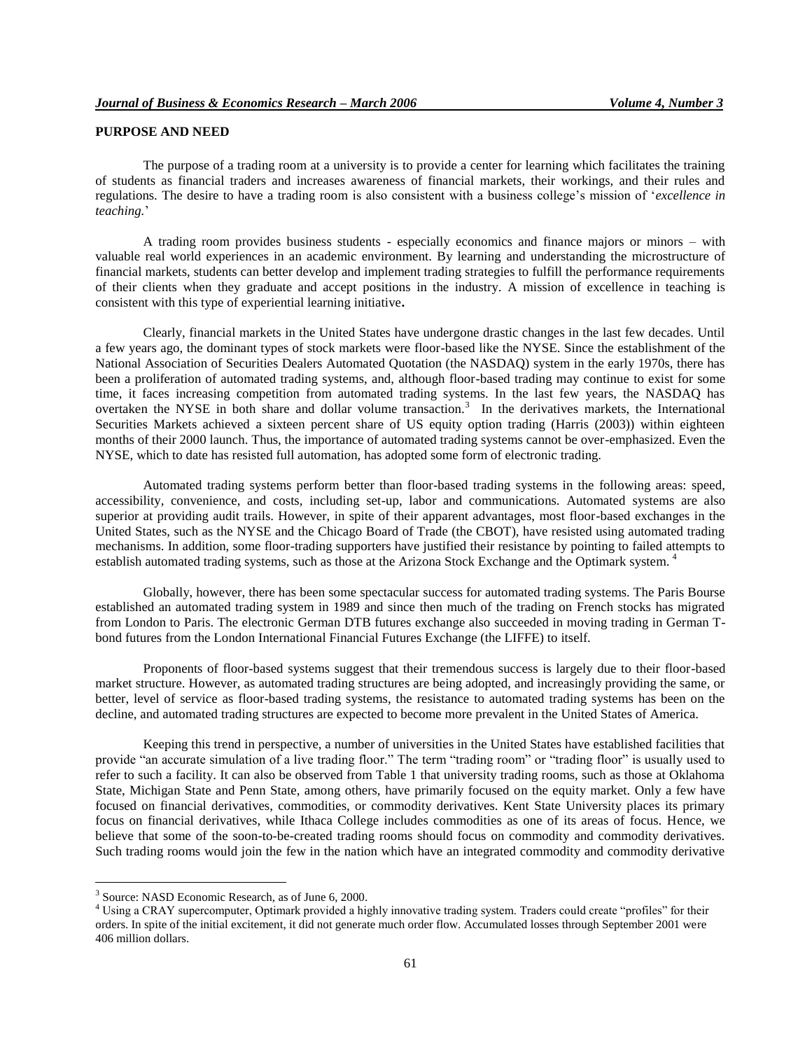## PURPOSE AND NEED

The purpose of a trading room at a university is to provide a center for learning which facilitates the training of students as financial traders and increases awareness of financial markets, their workings, and their rules and regulations. The desire to have a trading room is also consistent with a business college's mission of '*excellence in teaching.*'

A trading room provides business students - especially economics and finance majors or minors – with valuable real world experiences in an academic environment. By learning and understanding the microstructure of financial markets, students can better develop and implement trading strategies to fulfill the performance requirements of their clients when they graduate and accept positions in the industry. A mission of excellence in teaching is consistent with this type of experiential learning initiative**.**

Clearly, financial markets in the United States have undergone drastic changes in the last few decades. Until a few years ago, the dominant types of stock markets were floor-based like the NYSE. Since the establishment of the National Association of Securities Dealers Automated Quotation (the NASDAQ) system in the early 1970s, there has been a proliferation of automated trading systems, and, although floor-based trading may continue to exist for some time, it faces increasing competition from automated trading systems. In the last few years, the NASDAQ has overtaken the NYSE in both share and dollar volume transaction.[3] In the derivatives markets, the International Securities Markets achieved a sixteen percent share of US equity option trading (Harris (2003)) within eighteen months of their 2000 launch. Thus, the importance of automated trading systems cannot be over-emphasized. Even the NYSE, which to date has resisted full automation, has adopted some form of electronic trading.

Automated trading systems perform better than floor-based trading systems in the following areas: speed, accessibility, convenience, and costs, including set-up, labor and communications. Automated systems are also superior at providing audit trails. However, in spite of their apparent advantages, most floor-based exchanges in the United States, such as the NYSE and the Chicago Board of Trade (the CBOT), have resisted using automated trading mechanisms. In addition, some floor-trading supporters have justified their resistance by pointing to failed attempts to establish automated trading systems, such as those at the Arizona Stock Exchange and the Optimark system. [4]

Globally, however, there has been some spectacular success for automated trading systems. The Paris Bourse established an automated trading system in 1989 and since then much of the trading on French stocks has migrated from London to Paris. The electronic German DTB futures exchange also succeeded in moving trading in German T-bond futures from the London International Financial Futures Exchange (the LIFFE) to itself.

Proponents of floor-based systems suggest that their tremendous success is largely due to their floor-based market structure. However, as automated trading structures are being adopted, and increasingly providing the same, or better, level of service as floor-based trading systems, the resistance to automated trading systems has been on the decline, and automated trading structures are expected to become more prevalent in the United States of America.

Keeping this trend in perspective, a number of universities in the United States have established facilities that provide "an accurate simulation of a live trading floor." The term "trading room" or "trading floor" is usually used to refer to such a facility. It can also be observed from Table 1 that university trading rooms, such as those at Oklahoma State, Michigan State and Penn State, among others, have primarily focused on the equity market. Only a few have focused on financial derivatives, commodities, or commodity derivatives. Kent State University places its primary focus on financial derivatives, while Ithaca College includes commodities as one of its areas of focus. Hence, we believe that some of the soon-to-be-created trading rooms should focus on commodity and commodity derivatives. Such trading rooms would join the few in the nation which have an integrated commodity and commodity derivative

---

[3] Source: NASD Economic Research, as of June 6, 2000.

[4] Using a CRAY supercomputer, Optimark provided a highly innovative trading system. Traders could create "profiles" for their orders. In spite of the initial excitement, it did not generate much order flow. Accumulated losses through September 2001 were 406 million dollars.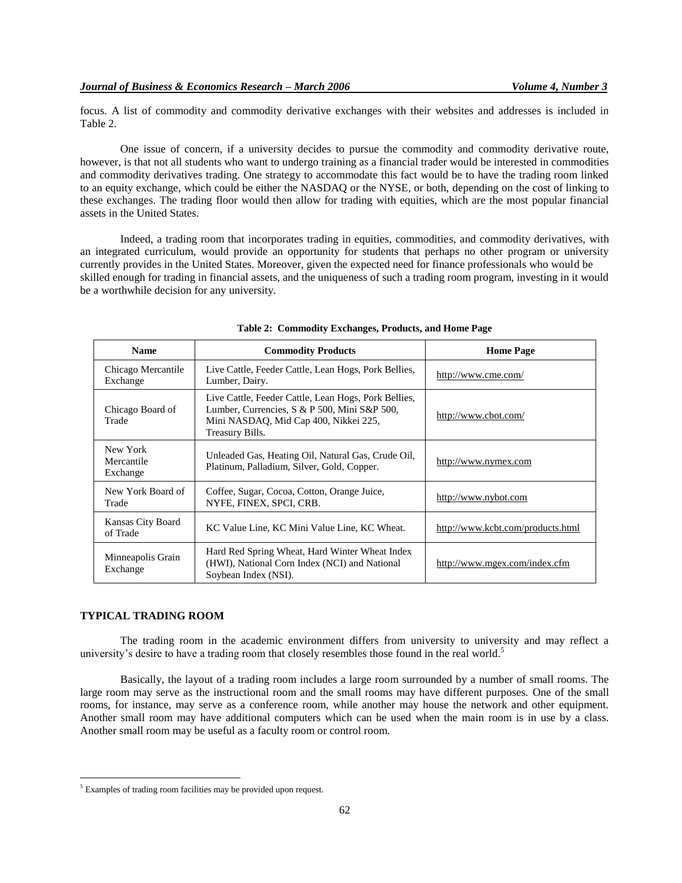focus. A list of commodity and commodity derivative exchanges with their websites and addresses is included in Table 2.

One issue of concern, if a university decides to pursue the commodity and commodity derivative route, however, is that not all students who want to undergo training as a financial trader would be interested in commodities and commodity derivatives trading. One strategy to accommodate this fact would be to have the trading room linked to an equity exchange, which could be either the NASDAQ or the NYSE, or both, depending on the cost of linking to these exchanges. The trading floor would then allow for trading with equities, which are the most popular financial assets in the United States.

Indeed, a trading room that incorporates trading in equities, commodities, and commodity derivatives, with an integrated curriculum, would provide an opportunity for students that perhaps no other program or university currently provides in the United States. Moreover, given the expected need for finance professionals who would be skilled enough for trading in financial assets, and the uniqueness of such a trading room program, investing in it would be a worthwhile decision for any university.

**Table 2: Commodity Exchanges, Products, and Home Page**

| Name | Commodity Products | Home Page |
|---|---|---|
| Chicago Mercantile Exchange | Live Cattle, Feeder Cattle, Lean Hogs, Pork Bellies, Lumber, Dairy. | http://www.cme.com/ |
| Chicago Board of Trade | Live Cattle, Feeder Cattle, Lean Hogs, Pork Bellies, Lumber, Currencies, S & P 500, Mini S&P 500, Mini NASDAQ, Mid Cap 400, Nikkei 225, Treasury Bills. | http://www.cbot.com/ |
| New York Mercantile Exchange | Unleaded Gas, Heating Oil, Natural Gas, Crude Oil, Platinum, Palladium, Silver, Gold, Copper. | http://www.nymex.com |
| New York Board of Trade | Coffee, Sugar, Cocoa, Cotton, Orange Juice, NYFE, FINEX, SPCI, CRB. | http://www.nybot.com |
| Kansas City Board of Trade | KC Value Line, KC Mini Value Line, KC Wheat. | http://www.kcbt.com/products.html |
| Minneapolis Grain Exchange | Hard Red Spring Wheat, Hard Winter Wheat Index (HWI), National Corn Index (NCI) and National Soybean Index (NSI). | http://www.mgex.com/index.cfm |

## TYPICAL TRADING ROOM

The trading room in the academic environment differs from university to university and may reflect a university's desire to have a trading room that closely resembles those found in the real world.[5]

Basically, the layout of a trading room includes a large room surrounded by a number of small rooms. The large room may serve as the instructional room and the small rooms may have different purposes. One of the small rooms, for instance, may serve as a conference room, while another may house the network and other equipment. Another small room may have additional computers which can be used when the main room is in use by a class. Another small room may be useful as a faculty room or control room.

[5] Examples of trading room facilities may be provided upon request.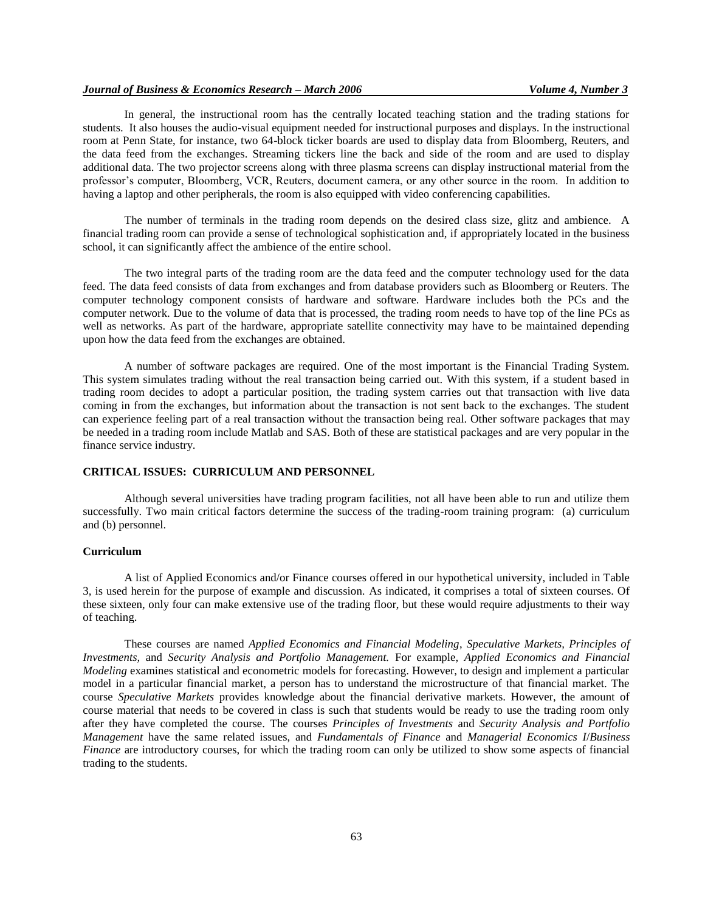In general, the instructional room has the centrally located teaching station and the trading stations for students. It also houses the audio-visual equipment needed for instructional purposes and displays. In the instructional room at Penn State, for instance, two 64-block ticker boards are used to display data from Bloomberg, Reuters, and the data feed from the exchanges. Streaming tickers line the back and side of the room and are used to display additional data. The two projector screens along with three plasma screens can display instructional material from the professor's computer, Bloomberg, VCR, Reuters, document camera, or any other source in the room. In addition to having a laptop and other peripherals, the room is also equipped with video conferencing capabilities.

The number of terminals in the trading room depends on the desired class size, glitz and ambience. A financial trading room can provide a sense of technological sophistication and, if appropriately located in the business school, it can significantly affect the ambience of the entire school.

The two integral parts of the trading room are the data feed and the computer technology used for the data feed. The data feed consists of data from exchanges and from database providers such as Bloomberg or Reuters. The computer technology component consists of hardware and software. Hardware includes both the PCs and the computer network. Due to the volume of data that is processed, the trading room needs to have top of the line PCs as well as networks. As part of the hardware, appropriate satellite connectivity may have to be maintained depending upon how the data feed from the exchanges are obtained.

A number of software packages are required. One of the most important is the Financial Trading System. This system simulates trading without the real transaction being carried out. With this system, if a student based in trading room decides to adopt a particular position, the trading system carries out that transaction with live data coming in from the exchanges, but information about the transaction is not sent back to the exchanges. The student can experience feeling part of a real transaction without the transaction being real. Other software packages that may be needed in a trading room include Matlab and SAS. Both of these are statistical packages and are very popular in the finance service industry.

## CRITICAL ISSUES: CURRICULUM AND PERSONNEL

Although several universities have trading program facilities, not all have been able to run and utilize them successfully. Two main critical factors determine the success of the trading-room training program: (a) curriculum and (b) personnel.

### Curriculum

A list of Applied Economics and/or Finance courses offered in our hypothetical university, included in Table 3, is used herein for the purpose of example and discussion. As indicated, it comprises a total of sixteen courses. Of these sixteen, only four can make extensive use of the trading floor, but these would require adjustments to their way of teaching.

These courses are named *Applied Economics and Financial Modeling*, *Speculative Markets*, *Principles of Investments,* and *Security Analysis and Portfolio Management.* For example, *Applied Economics and Financial Modeling* examines statistical and econometric models for forecasting. However, to design and implement a particular model in a particular financial market, a person has to understand the microstructure of that financial market. The course *Speculative Markets* provides knowledge about the financial derivative markets. However, the amount of course material that needs to be covered in class is such that students would be ready to use the trading room only after they have completed the course. The courses *Principles of Investments* and *Security Analysis and Portfolio Management* have the same related issues, and *Fundamentals of Finance* and *Managerial Economics I*/*Business Finance* are introductory courses, for which the trading room can only be utilized to show some aspects of financial trading to the students.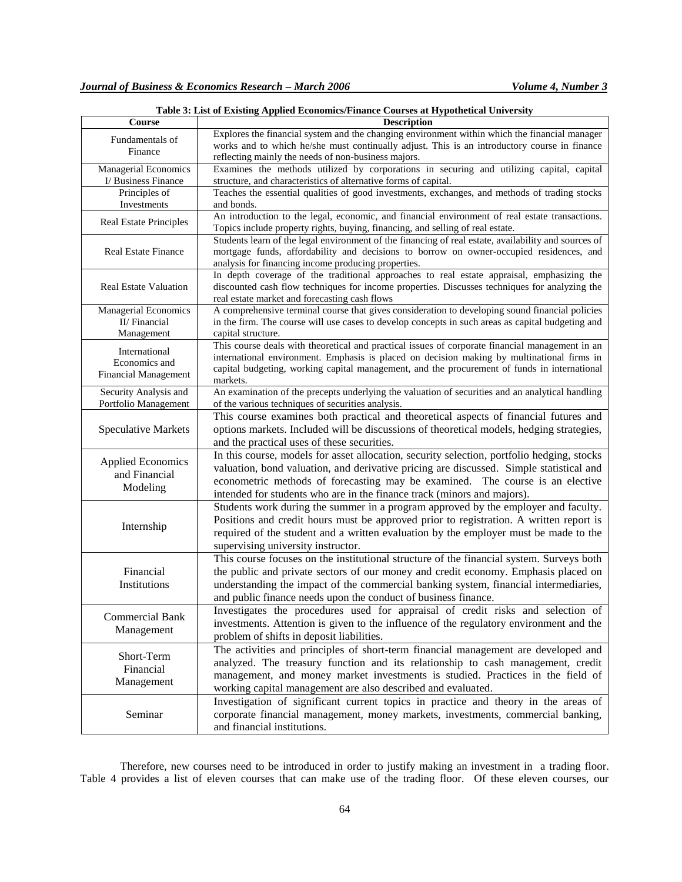**Table 3: List of Existing Applied Economics/Finance Courses at Hypothetical University**

| Course | Description |
|---|---|
| Fundamentals of Finance | Explores the financial system and the changing environment within which the financial manager works and to which he/she must continually adjust. This is an introductory course in finance reflecting mainly the needs of non-business majors. |
| Managerial Economics I/ Business Finance | Examines the methods utilized by corporations in securing and utilizing capital, capital structure, and characteristics of alternative forms of capital. |
| Principles of Investments | Teaches the essential qualities of good investments, exchanges, and methods of trading stocks and bonds. |
| Real Estate Principles | An introduction to the legal, economic, and financial environment of real estate transactions. Topics include property rights, buying, financing, and selling of real estate. |
| Real Estate Finance | Students learn of the legal environment of the financing of real estate, availability and sources of mortgage funds, affordability and decisions to borrow on owner-occupied residences, and analysis for financing income producing properties. |
| Real Estate Valuation | In depth coverage of the traditional approaches to real estate appraisal, emphasizing the discounted cash flow techniques for income properties. Discusses techniques for analyzing the real estate market and forecasting cash flows |
| Managerial Economics II/ Financial Management | A comprehensive terminal course that gives consideration to developing sound financial policies in the firm. The course will use cases to develop concepts in such areas as capital budgeting and capital structure. |
| International Economics and Financial Management | This course deals with theoretical and practical issues of corporate financial management in an international environment. Emphasis is placed on decision making by multinational firms in capital budgeting, working capital management, and the procurement of funds in international markets. |
| Security Analysis and Portfolio Management | An examination of the precepts underlying the valuation of securities and an analytical handling of the various techniques of securities analysis. |
| Speculative Markets | This course examines both practical and theoretical aspects of financial futures and options markets. Included will be discussions of theoretical models, hedging strategies, and the practical uses of these securities. |
| Applied Economics and Financial Modeling | In this course, models for asset allocation, security selection, portfolio hedging, stocks valuation, bond valuation, and derivative pricing are discussed. Simple statistical and econometric methods of forecasting may be examined. The course is an elective intended for students who are in the finance track (minors and majors). |
| Internship | Students work during the summer in a program approved by the employer and faculty. Positions and credit hours must be approved prior to registration. A written report is required of the student and a written evaluation by the employer must be made to the supervising university instructor. |
| Financial Institutions | This course focuses on the institutional structure of the financial system. Surveys both the public and private sectors of our money and credit economy. Emphasis placed on understanding the impact of the commercial banking system, financial intermediaries, and public finance needs upon the conduct of business finance. |
| Commercial Bank Management | Investigates the procedures used for appraisal of credit risks and selection of investments. Attention is given to the influence of the regulatory environment and the problem of shifts in deposit liabilities. |
| Short-Term Financial Management | The activities and principles of short-term financial management are developed and analyzed. The treasury function and its relationship to cash management, credit management, and money market investments is studied. Practices in the field of working capital management are also described and evaluated. |
| Seminar | Investigation of significant current topics in practice and theory in the areas of corporate financial management, money markets, investments, commercial banking, and financial institutions. |

Therefore, new courses need to be introduced in order to justify making an investment in a trading floor. Table 4 provides a list of eleven courses that can make use of the trading floor. Of these eleven courses, our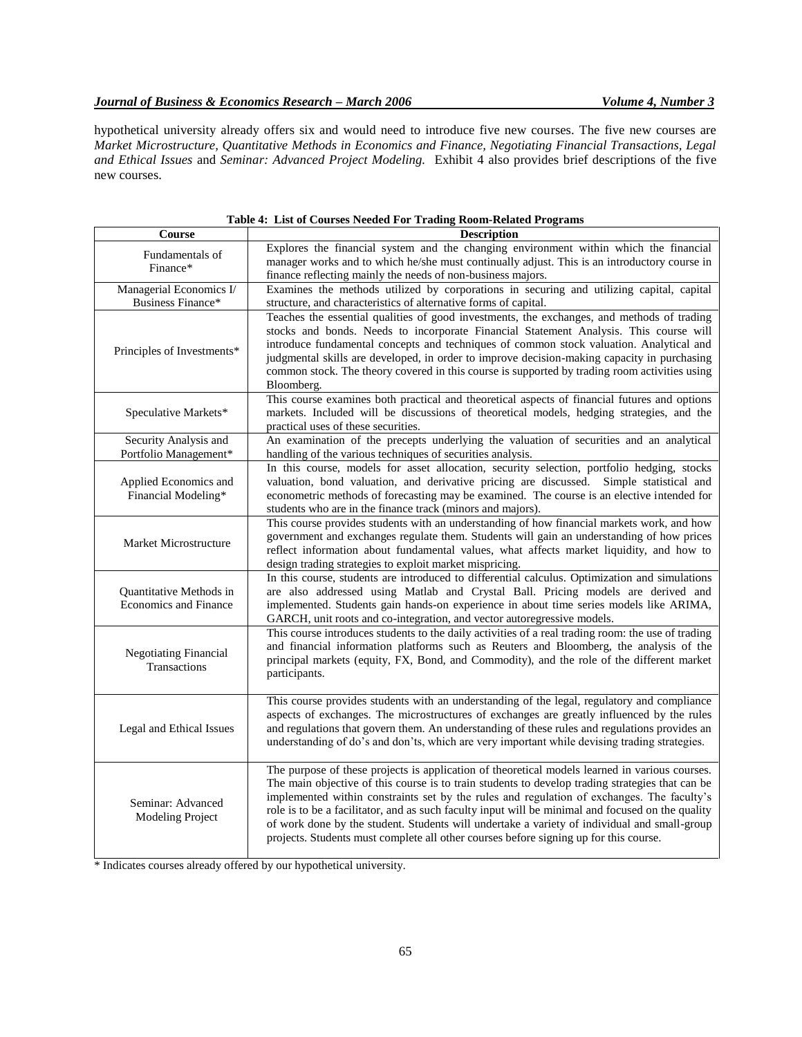hypothetical university already offers six and would need to introduce five new courses. The five new courses are *Market Microstructure, Quantitative Methods in Economics and Finance, Negotiating Financial Transactions*, *Legal and Ethical Issues* and *Seminar: Advanced Project Modeling.* Exhibit 4 also provides brief descriptions of the five new courses.

**Table 4: List of Courses Needed For Trading Room-Related Programs**

| Course | Description |
|---|---|
| Fundamentals of Finance* | Explores the financial system and the changing environment within which the financial manager works and to which he/she must continually adjust. This is an introductory course in finance reflecting mainly the needs of non-business majors. |
| Managerial Economics I/ Business Finance* | Examines the methods utilized by corporations in securing and utilizing capital, capital structure, and characteristics of alternative forms of capital. |
| Principles of Investments* | Teaches the essential qualities of good investments, the exchanges, and methods of trading stocks and bonds. Needs to incorporate Financial Statement Analysis. This course will introduce fundamental concepts and techniques of common stock valuation. Analytical and judgmental skills are developed, in order to improve decision-making capacity in purchasing common stock. The theory covered in this course is supported by trading room activities using Bloomberg. |
| Speculative Markets* | This course examines both practical and theoretical aspects of financial futures and options markets. Included will be discussions of theoretical models, hedging strategies, and the practical uses of these securities. |
| Security Analysis and Portfolio Management* | An examination of the precepts underlying the valuation of securities and an analytical handling of the various techniques of securities analysis. |
| Applied Economics and Financial Modeling* | In this course, models for asset allocation, security selection, portfolio hedging, stocks valuation, bond valuation, and derivative pricing are discussed. Simple statistical and econometric methods of forecasting may be examined. The course is an elective intended for students who are in the finance track (minors and majors). |
| Market Microstructure | This course provides students with an understanding of how financial markets work, and how government and exchanges regulate them. Students will gain an understanding of how prices reflect information about fundamental values, what affects market liquidity, and how to design trading strategies to exploit market mispricing. |
| Quantitative Methods in Economics and Finance | In this course, students are introduced to differential calculus. Optimization and simulations are also addressed using Matlab and Crystal Ball. Pricing models are derived and implemented. Students gain hands-on experience in about time series models like ARIMA, GARCH, unit roots and co-integration, and vector autoregressive models. |
| Negotiating Financial Transactions | This course introduces students to the daily activities of a real trading room: the use of trading and financial information platforms such as Reuters and Bloomberg, the analysis of the principal markets (equity, FX, Bond, and Commodity), and the role of the different market participants. |
| Legal and Ethical Issues | This course provides students with an understanding of the legal, regulatory and compliance aspects of exchanges. The microstructures of exchanges are greatly influenced by the rules and regulations that govern them. An understanding of these rules and regulations provides an understanding of do's and don'ts, which are very important while devising trading strategies. |
| Seminar: Advanced Modeling Project | The purpose of these projects is application of theoretical models learned in various courses. The main objective of this course is to train students to develop trading strategies that can be implemented within constraints set by the rules and regulation of exchanges. The faculty's role is to be a facilitator, and as such faculty input will be minimal and focused on the quality of work done by the student. Students will undertake a variety of individual and small-group projects. Students must complete all other courses before signing up for this course. |

\* Indicates courses already offered by our hypothetical university.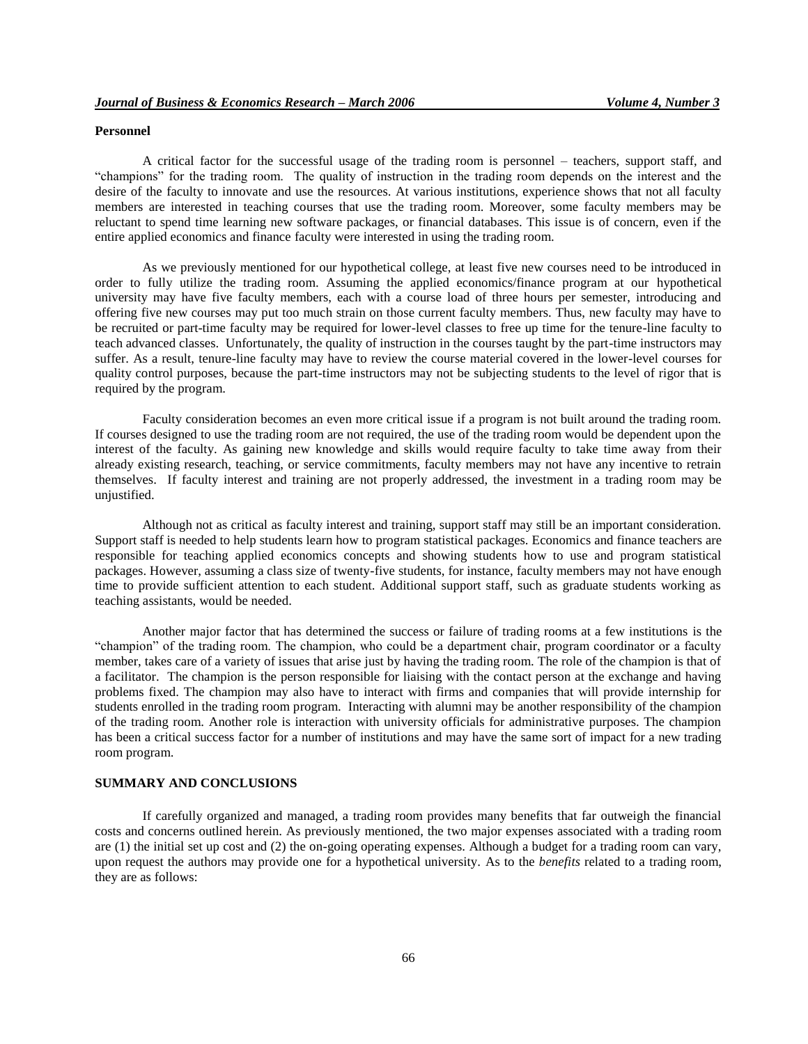**Personnel**

A critical factor for the successful usage of the trading room is personnel – teachers, support staff, and "champions" for the trading room. The quality of instruction in the trading room depends on the interest and the desire of the faculty to innovate and use the resources. At various institutions, experience shows that not all faculty members are interested in teaching courses that use the trading room. Moreover, some faculty members may be reluctant to spend time learning new software packages, or financial databases. This issue is of concern, even if the entire applied economics and finance faculty were interested in using the trading room.

As we previously mentioned for our hypothetical college, at least five new courses need to be introduced in order to fully utilize the trading room. Assuming the applied economics/finance program at our hypothetical university may have five faculty members, each with a course load of three hours per semester, introducing and offering five new courses may put too much strain on those current faculty members. Thus, new faculty may have to be recruited or part-time faculty may be required for lower-level classes to free up time for the tenure-line faculty to teach advanced classes. Unfortunately, the quality of instruction in the courses taught by the part-time instructors may suffer. As a result, tenure-line faculty may have to review the course material covered in the lower-level courses for quality control purposes, because the part-time instructors may not be subjecting students to the level of rigor that is required by the program.

Faculty consideration becomes an even more critical issue if a program is not built around the trading room. If courses designed to use the trading room are not required, the use of the trading room would be dependent upon the interest of the faculty. As gaining new knowledge and skills would require faculty to take time away from their already existing research, teaching, or service commitments, faculty members may not have any incentive to retrain themselves. If faculty interest and training are not properly addressed, the investment in a trading room may be unjustified.

Although not as critical as faculty interest and training, support staff may still be an important consideration. Support staff is needed to help students learn how to program statistical packages. Economics and finance teachers are responsible for teaching applied economics concepts and showing students how to use and program statistical packages. However, assuming a class size of twenty-five students, for instance, faculty members may not have enough time to provide sufficient attention to each student. Additional support staff, such as graduate students working as teaching assistants, would be needed.

Another major factor that has determined the success or failure of trading rooms at a few institutions is the "champion" of the trading room. The champion, who could be a department chair, program coordinator or a faculty member, takes care of a variety of issues that arise just by having the trading room. The role of the champion is that of a facilitator. The champion is the person responsible for liaising with the contact person at the exchange and having problems fixed. The champion may also have to interact with firms and companies that will provide internship for students enrolled in the trading room program. Interacting with alumni may be another responsibility of the champion of the trading room. Another role is interaction with university officials for administrative purposes. The champion has been a critical success factor for a number of institutions and may have the same sort of impact for a new trading room program.

## SUMMARY AND CONCLUSIONS

If carefully organized and managed, a trading room provides many benefits that far outweigh the financial costs and concerns outlined herein. As previously mentioned, the two major expenses associated with a trading room are (1) the initial set up cost and (2) the on-going operating expenses. Although a budget for a trading room can vary, upon request the authors may provide one for a hypothetical university. As to the *benefits* related to a trading room, they are as follows: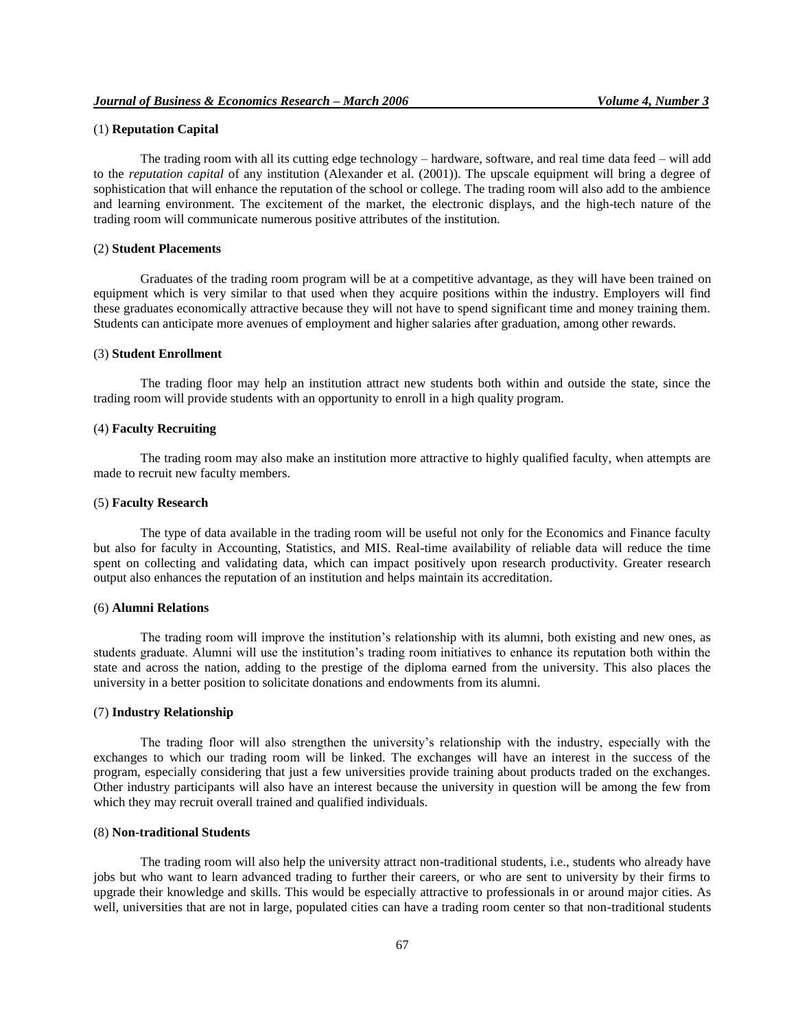(1) **Reputation Capital**

The trading room with all its cutting edge technology – hardware, software, and real time data feed – will add to the *reputation capital* of any institution (Alexander et al. (2001)). The upscale equipment will bring a degree of sophistication that will enhance the reputation of the school or college. The trading room will also add to the ambience and learning environment. The excitement of the market, the electronic displays, and the high-tech nature of the trading room will communicate numerous positive attributes of the institution.

(2) **Student Placements**

Graduates of the trading room program will be at a competitive advantage, as they will have been trained on equipment which is very similar to that used when they acquire positions within the industry. Employers will find these graduates economically attractive because they will not have to spend significant time and money training them. Students can anticipate more avenues of employment and higher salaries after graduation, among other rewards.

(3) **Student Enrollment**

The trading floor may help an institution attract new students both within and outside the state, since the trading room will provide students with an opportunity to enroll in a high quality program.

(4) **Faculty Recruiting**

The trading room may also make an institution more attractive to highly qualified faculty, when attempts are made to recruit new faculty members.

(5) **Faculty Research**

The type of data available in the trading room will be useful not only for the Economics and Finance faculty but also for faculty in Accounting, Statistics, and MIS. Real-time availability of reliable data will reduce the time spent on collecting and validating data, which can impact positively upon research productivity. Greater research output also enhances the reputation of an institution and helps maintain its accreditation.

(6) **Alumni Relations**

The trading room will improve the institution's relationship with its alumni, both existing and new ones, as students graduate. Alumni will use the institution's trading room initiatives to enhance its reputation both within the state and across the nation, adding to the prestige of the diploma earned from the university. This also places the university in a better position to solicitate donations and endowments from its alumni.

(7) **Industry Relationship**

The trading floor will also strengthen the university's relationship with the industry, especially with the exchanges to which our trading room will be linked. The exchanges will have an interest in the success of the program, especially considering that just a few universities provide training about products traded on the exchanges. Other industry participants will also have an interest because the university in question will be among the few from which they may recruit overall trained and qualified individuals.

(8) **Non-traditional Students**

The trading room will also help the university attract non-traditional students, i.e., students who already have jobs but who want to learn advanced trading to further their careers, or who are sent to university by their firms to upgrade their knowledge and skills. This would be especially attractive to professionals in or around major cities. As well, universities that are not in large, populated cities can have a trading room center so that non-traditional students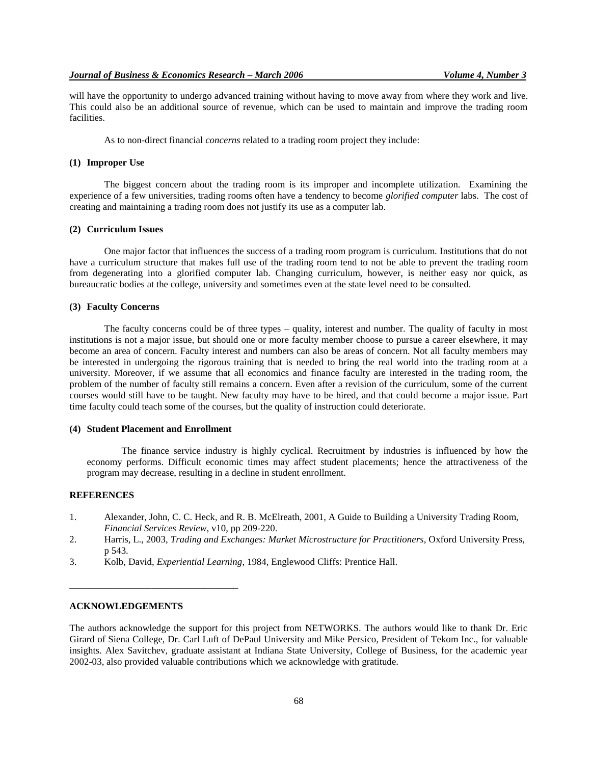will have the opportunity to undergo advanced training without having to move away from where they work and live. This could also be an additional source of revenue, which can be used to maintain and improve the trading room facilities.

As to non-direct financial *concerns* related to a trading room project they include:

**(1) Improper Use**

The biggest concern about the trading room is its improper and incomplete utilization. Examining the experience of a few universities, trading rooms often have a tendency to become *glorified computer* labs. The cost of creating and maintaining a trading room does not justify its use as a computer lab.

**(2) Curriculum Issues**

One major factor that influences the success of a trading room program is curriculum. Institutions that do not have a curriculum structure that makes full use of the trading room tend to not be able to prevent the trading room from degenerating into a glorified computer lab. Changing curriculum, however, is neither easy nor quick, as bureaucratic bodies at the college, university and sometimes even at the state level need to be consulted.

**(3) Faculty Concerns**

The faculty concerns could be of three types – quality, interest and number. The quality of faculty in most institutions is not a major issue, but should one or more faculty member choose to pursue a career elsewhere, it may become an area of concern. Faculty interest and numbers can also be areas of concern. Not all faculty members may be interested in undergoing the rigorous training that is needed to bring the real world into the trading room at a university. Moreover, if we assume that all economics and finance faculty are interested in the trading room, the problem of the number of faculty still remains a concern. Even after a revision of the curriculum, some of the current courses would still have to be taught. New faculty may have to be hired, and that could become a major issue. Part time faculty could teach some of the courses, but the quality of instruction could deteriorate.

**(4) Student Placement and Enrollment**

The finance service industry is highly cyclical. Recruitment by industries is influenced by how the economy performs. Difficult economic times may affect student placements; hence the attractiveness of the program may decrease, resulting in a decline in student enrollment.

## REFERENCES

1. Alexander, John, C. C. Heck, and R. B. McElreath, 2001, A Guide to Building a University Trading Room, *Financial Services Review*, v10, pp 209-220.
2. Harris, L., 2003, *Trading and Exchanges: Market Microstructure for Practitioners*, Oxford University Press, p 543.
3. Kolb, David, *Experiential Learning*, 1984, Englewood Cliffs: Prentice Hall.

---

## ACKNOWLEDGEMENTS

The authors acknowledge the support for this project from NETWORKS. The authors would like to thank Dr. Eric Girard of Siena College, Dr. Carl Luft of DePaul University and Mike Persico, President of Tekom Inc., for valuable insights. Alex Savitchev, graduate assistant at Indiana State University, College of Business, for the academic year 2002-03, also provided valuable contributions which we acknowledge with gratitude.